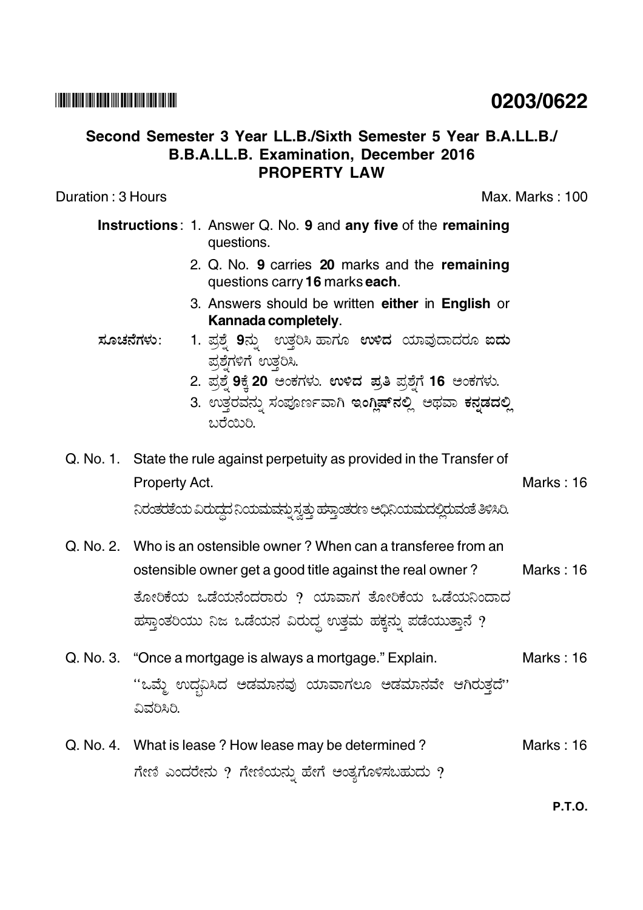**0203/0622**

## Second Semester 3 Year LL.B./Sixth Semester 5 Year B.A.LL.B./ B.B.A.LL.B. Examination, December 2016
## PROPERTY LAW

Duration : 3 Hours Max. Marks : 100

**Instructions**: 1. Answer Q. No. **9** and **any five** of the **remaining** questions.

2. Q. No. **9** carries **20** marks and the **remaining** questions carry **16** marks **each**.

3. Answers should be written **either** in **English** or **Kannada completely**.

**ಸೂಚನೆಗಳು**: 1. ಪ್ರಶ್ನೆ **9**ನ್ನು ಉತ್ತರಿಸಿ ಹಾಗೂ **ಉಳಿದ** ಯಾವುದಾದರೂ **ಐದು** ಪ್ರಶ್ನೆಗಳಿಗೆ ಉತ್ತರಿಸಿ.

2. ಪ್ರಶ್ನೆ **9**ಕ್ಕೆ **20** ಅಂಕಗಳು. **ಉಳಿದ ಪ್ರತಿ** ಪ್ರಶ್ನೆಗೆ **16** ಅಂಕಗಳು.

3. ಉತ್ತರವನ್ನು ಸಂಪೂರ್ಣವಾಗಿ **ಇಂಗ್ಲಿಷ್‌ನಲ್ಲಿ** ಅಥವಾ **ಕನ್ನಡದಲ್ಲಿ** ಬರೆಯಿರಿ.

Q. No. 1. State the rule against perpetuity as provided in the Transfer of Property Act. Marks : 16

ನಿರಂತರತೆಯ ವಿರುದ್ಧ ನಿಯಮವನ್ನು ಸ್ವತ್ತು ಹಸ್ತಾಂತರಣ ಅಧಿನಿಯಮದಲ್ಲಿರುವಂತೆ ತಿಳಿಸಿರಿ.

Q. No. 2. Who is an ostensible owner ? When can a transferee from an ostensible owner get a good title against the real owner ? Marks : 16

ತೋರಿಕೆಯ ಒಡೆಯನೆಂದರಾರು ? ಯಾವಾಗ ತೋರಿಕೆಯ ಒಡೆಯನಿಂದಾದ ಹಸ್ತಾಂತರಿಯು ನಿಜ ಒಡೆಯನ ವಿರುದ್ಧ ಉತ್ತಮ ಹಕ್ಕನ್ನು ಪಡೆಯುತ್ತಾನೆ ?

Q. No. 3. "Once a mortgage is always a mortgage." Explain. Marks : 16

''ಒಮ್ಮೆ ಉದ್ಭವಿಸಿದ ಅಡಮಾನವು ಯಾವಾಗಲೂ ಅಡಮಾನವೇ ಆಗಿರುತ್ತದೆ'' ವಿವರಿಸಿರಿ.

Q. No. 4. What is lease ? How lease may be determined ? Marks : 16

ಗೇಣಿ ಎಂದರೇನು ? ಗೇಣಿಯನ್ನು ಹೇಗೆ ಅಂತ್ಯಗೊಳಿಸಬಹುದು ?

P.T.O.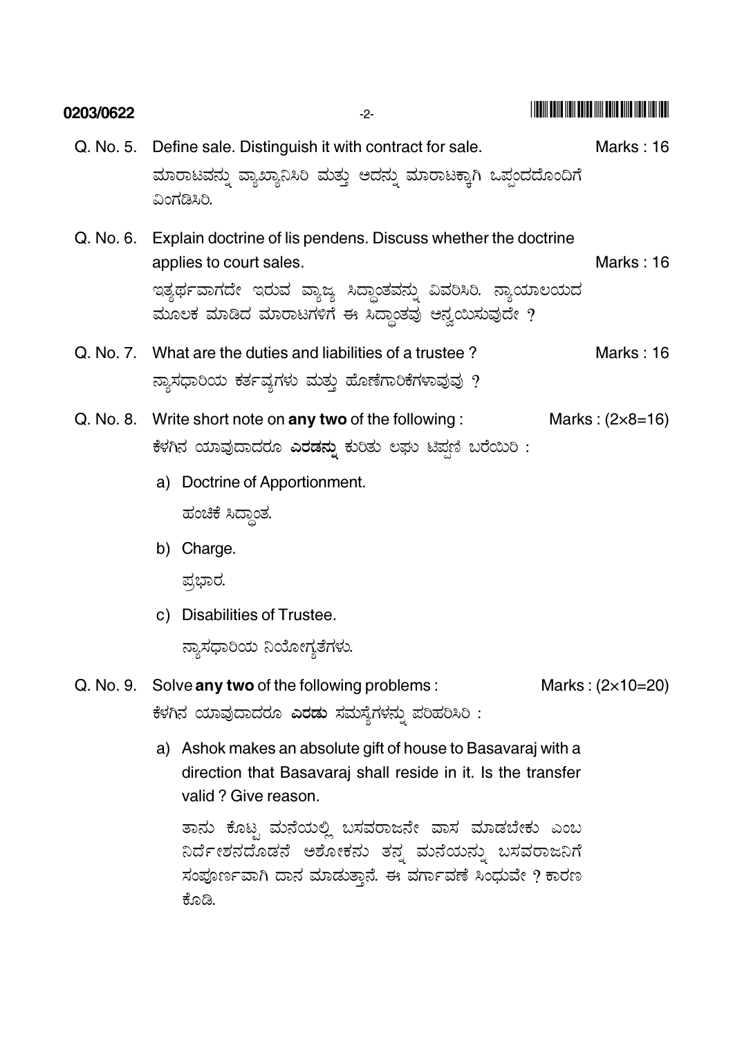Q. No. 5. Define sale. Distinguish it with contract for sale. Marks : 16

ಮಾರಾಟವನ್ನು ವ್ಯಾಖ್ಯಾನಿಸಿರಿ ಮತ್ತು ಅದನ್ನು ಮಾರಾಟಕ್ಕಾಗಿ ಒಪ್ಪಂದದೊಂದಿಗೆ ವಿಂಗಡಿಸಿರಿ.

Q. No. 6. Explain doctrine of lis pendens. Discuss whether the doctrine applies to court sales. Marks : 16

ಇತ್ಯರ್ಥವಾಗದೇ ಇರುವ ವ್ಯಾಜ್ಯ ಸಿದ್ಧಾಂತವನ್ನು ವಿವರಿಸಿರಿ. ನ್ಯಾಯಾಲಯದ ಮೂಲಕ ಮಾಡಿದ ಮಾರಾಟಗಳಿಗೆ ಈ ಸಿದ್ಧಾಂತವು ಅನ್ವಯಿಸುವುದೇ ?

Q. No. 7. What are the duties and liabilities of a trustee ? Marks : 16

ನ್ಯಾಸಧಾರಿಯ ಕರ್ತವ್ಯಗಳು ಮತ್ತು ಹೊಣೆಗಾರಿಕೆಗಳಾವುವು ?

Q. No. 8. Write short note on **any two** of the following : Marks : (2×8=16)

ಕೆಳಗಿನ ಯಾವುದಾದರೂ **ಎರಡನ್ನು** ಕುರಿತು ಲಘು ಟಿಪ್ಪಣಿ ಬರೆಯಿರಿ :

a) Doctrine of Apportionment.

ಹಂಚಿಕೆ ಸಿದ್ಧಾಂತ.

b) Charge.

ಪ್ರಭಾರ.

c) Disabilities of Trustee.

ನ್ಯಾಸಧಾರಿಯ ನಿಯೋಗ್ಯತೆಗಳು.

Q. No. 9. Solve **any two** of the following problems : Marks : (2×10=20)

ಕೆಳಗಿನ ಯಾವುದಾದರೂ **ಎರಡು** ಸಮಸ್ಯೆಗಳನ್ನು ಪರಿಹರಿಸಿರಿ :

a) Ashok makes an absolute gift of house to Basavaraj with a direction that Basavaraj shall reside in it. Is the transfer valid ? Give reason.

ತಾನು ಕೊಟ್ಟ ಮನೆಯಲ್ಲಿ ಬಸವರಾಜನೇ ವಾಸ ಮಾಡಬೇಕು ಎಂಬ ನಿರ್ದೇಶನದೊಡನೆ ಅಶೋಕನು ತನ್ನ ಮನೆಯನ್ನು ಬಸವರಾಜನಿಗೆ ಸಂಪೂರ್ಣವಾಗಿ ದಾನ ಮಾಡುತ್ತಾನೆ. ಈ ವರ್ಗಾವಣೆ ಸಿಂಧುವೇ ? ಕಾರಣ ಕೊಡಿ.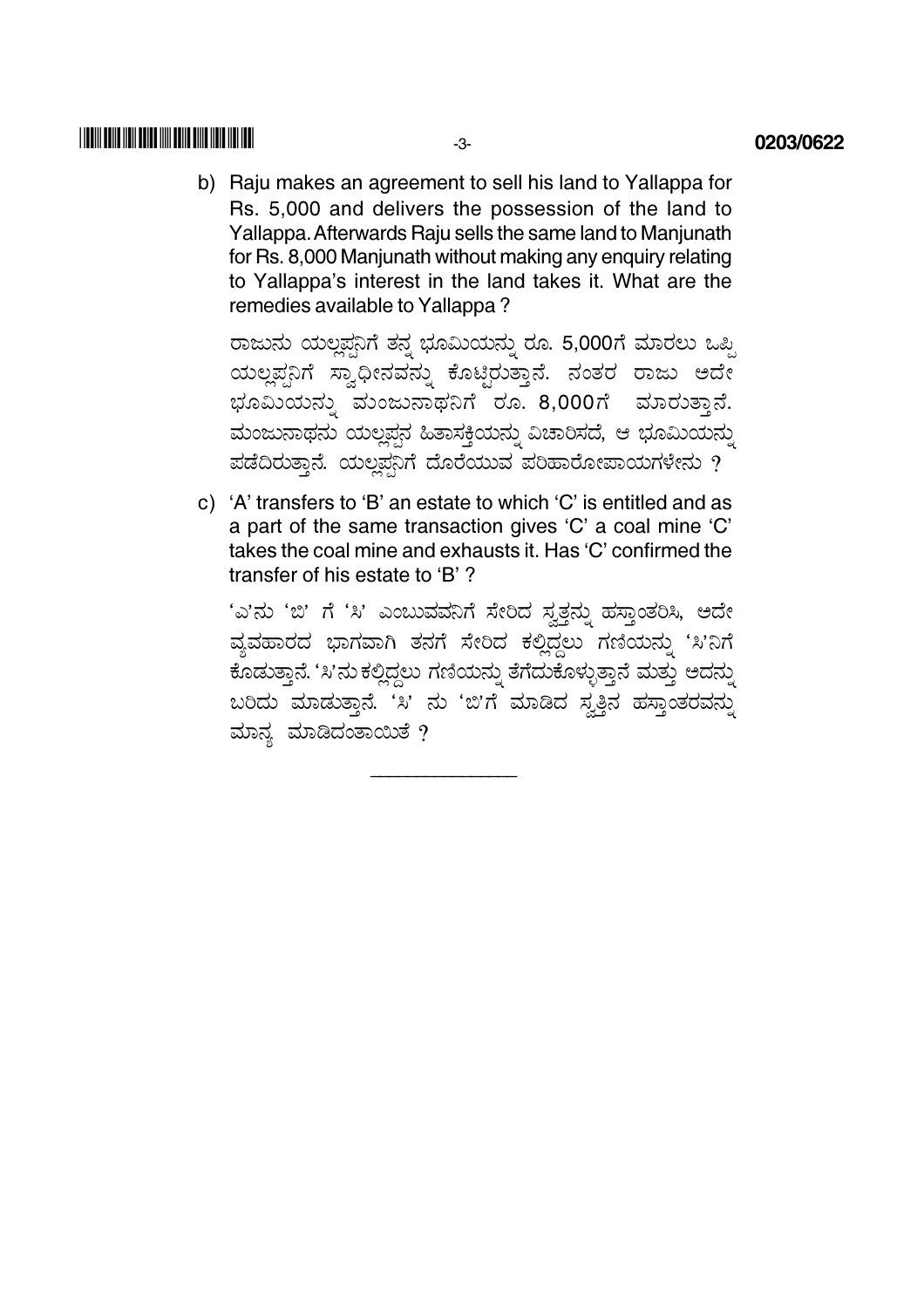b) Raju makes an agreement to sell his land to Yallappa for Rs. 5,000 and delivers the possession of the land to Yallappa. Afterwards Raju sells the same land to Manjunath for Rs. 8,000 Manjunath without making any enquiry relating to Yallappa's interest in the land takes it. What are the remedies available to Yallappa ?

ರಾಜುನು ಯಲ್ಲಪ್ಪನಿಗೆ ತನ್ನ ಭೂಮಿಯನ್ನು ರೂ. 5,000ಗೆ ಮಾರಲು ಒಪ್ಪಿ ಯಲ್ಲಪ್ಪನಿಗೆ ಸ್ವಾಧೀನವನ್ನು ಕೊಟ್ಟಿರುತ್ತಾನೆ. ನಂತರ ರಾಜು ಅದೇ ಭೂಮಿಯನ್ನು ಮಂಜುನಾಥನಿಗೆ ರೂ. 8,000ಗೆ ಮಾರುತ್ತಾನೆ. ಮಂಜುನಾಥನು ಯಲ್ಲಪ್ಪನ ಹಿತಾಸಕ್ತಿಯನ್ನು ವಿಚಾರಿಸದೆ, ಆ ಭೂಮಿಯನ್ನು ಪಡೆದಿರುತ್ತಾನೆ. ಯಲ್ಲಪ್ಪನಿಗೆ ದೊರೆಯುವ ಪರಿಹಾರೋಪಾಯಗಳೇನು ?

c) 'A' transfers to 'B' an estate to which 'C' is entitled and as a part of the same transaction gives 'C' a coal mine 'C' takes the coal mine and exhausts it. Has 'C' confirmed the transfer of his estate to 'B' ?

'ಎ'ನು 'ಬಿ' ಗೆ 'ಸಿ' ಎಂಬುವವನಿಗೆ ಸೇರಿದ ಸ್ವತ್ತನ್ನು ಹಸ್ತಾಂತರಿಸಿ, ಅದೇ ವ್ಯವಹಾರದ ಭಾಗವಾಗಿ ತನಗೆ ಸೇರಿದ ಕಲ್ಲಿದ್ದಲು ಗಣಿಯನ್ನು 'ಸಿ'ನಿಗೆ ಕೊಡುತ್ತಾನೆ. 'ಸಿ'ನು ಕಲ್ಲಿದ್ದಲು ಗಣಿಯನ್ನು ತೆಗೆದುಕೊಳ್ಳುತ್ತಾನೆ ಮತ್ತು ಅದನ್ನು ಬರಿದು ಮಾಡುತ್ತಾನೆ. 'ಸಿ' ನು 'ಬಿ'ಗೆ ಮಾಡಿದ ಸ್ವತ್ತಿನ ಹಸ್ತಾಂತರವನ್ನು ಮಾನ್ಯ ಮಾಡಿದಂತಾಯಿತೆ ?

---